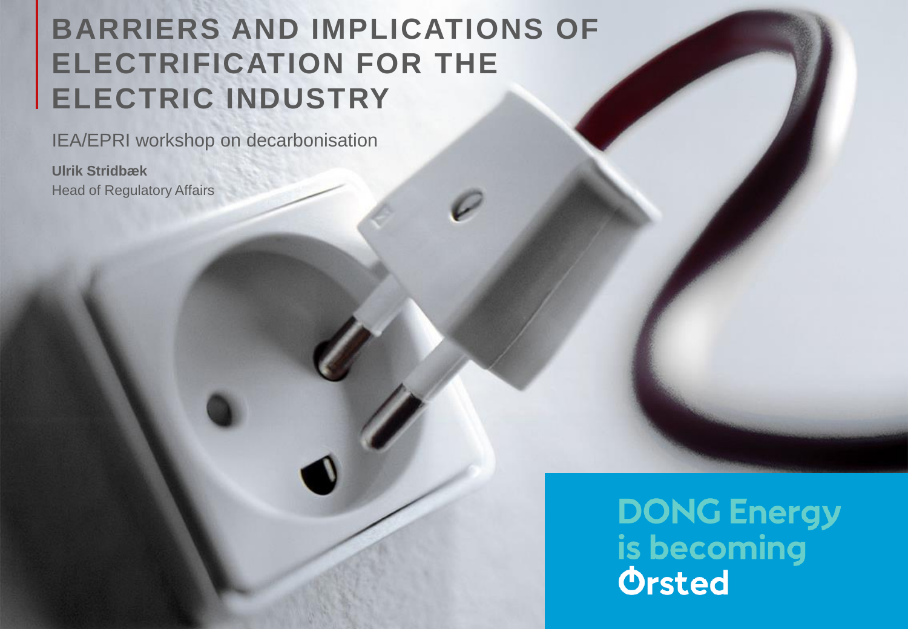# BARRIERS AND IMPLICATIONS OF ELECTRIFICATION FOR THE ELECTRIC INDUSTRY

IEA/EPRI workshop on decarbonisation

**Ulrik Stridbæk**
Head of Regulatory Affairs

DONG Energy is becoming Ørsted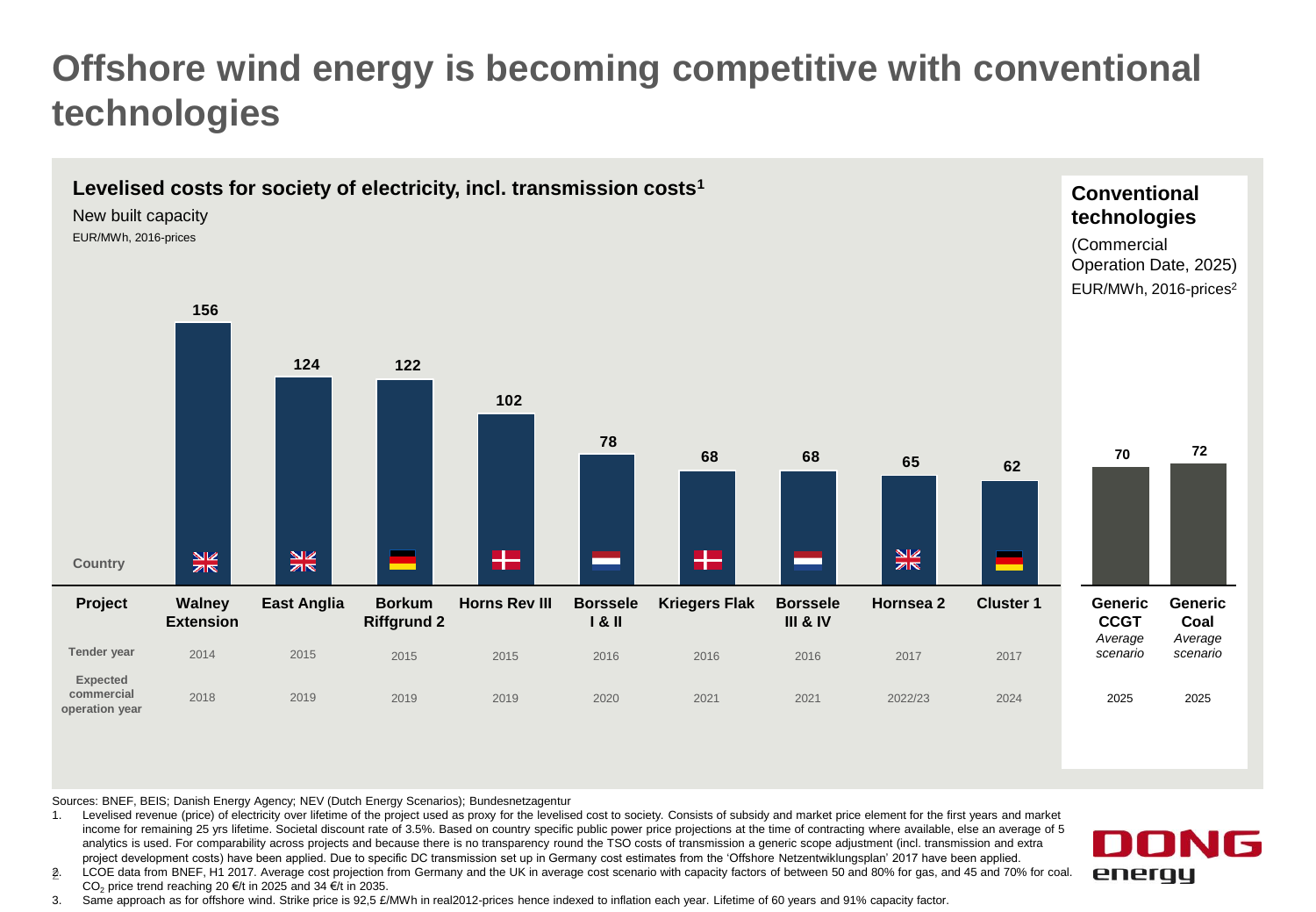# Offshore wind energy is becoming competitive with conventional technologies

## Levelised costs for society of electricity, incl. transmission costs[1]

New built capacity

EUR/MWh, 2016-prices

| Project | Walney Extension | East Anglia | Borkum Riffgrund 2 | Horns Rev III | Borssele I & II | Kriegers Flak | Borssele III & IV | Hornsea 2 | Cluster 1 |
|---|---|---|---|---|---|---|---|---|---|
| EUR/MWh | 156 | 124 | 122 | 102 | 78 | 68 | 68 | 65 | 62 |
| Country | UK | UK | Germany | Denmark | Netherlands | Denmark | Netherlands | UK | Germany |
| Tender year | 2014 | 2015 | 2015 | 2015 | 2016 | 2016 | 2016 | 2017 | 2017 |
| Expected commercial operation year | 2018 | 2019 | 2019 | 2019 | 2020 | 2021 | 2021 | 2022/23 | 2024 |

## Conventional technologies

(Commercial Operation Date, 2025)

EUR/MWh, 2016-prices[2]

| Project | Generic CCGT *Average scenario* | Generic Coal *Average scenario* |
|---|---|---|
| EUR/MWh | 70 | 72 |
| Year | 2025 | 2025 |

Sources: BNEF, BEIS; Danish Energy Agency; NEV (Dutch Energy Scenarios); Bundesnetzagentur

1. Levelised revenue (price) of electricity over lifetime of the project used as proxy for the levelised cost to society. Consists of subsidy and market price element for the first years and market income for remaining 25 yrs lifetime. Societal discount rate of 3.5%. Based on country specific public power price projections at the time of contracting where available, else an average of 5 analytics is used. For comparability across projects and because there is no transparency round the TSO costs of transmission a generic scope adjustment (incl. transmission and extra project development costs) have been applied. Due to specific DC transmission set up in Germany cost estimates from the 'Offshore Netzentwiklungsplan' 2017 have been applied.
2. LCOE data from BNEF, H1 2017. Average cost projection from Germany and the UK in average cost scenario with capacity factors of between 50 and 80% for gas, and 45 and 70% for coal. $CO_2$ price trend reaching 20 €/t in 2025 and 34 €/t in 2035.
3. Same approach as for offshore wind. Strike price is 92,5 £/MWh in real2012-prices hence indexed to inflation each year. Lifetime of 60 years and 91% capacity factor.

DONG energy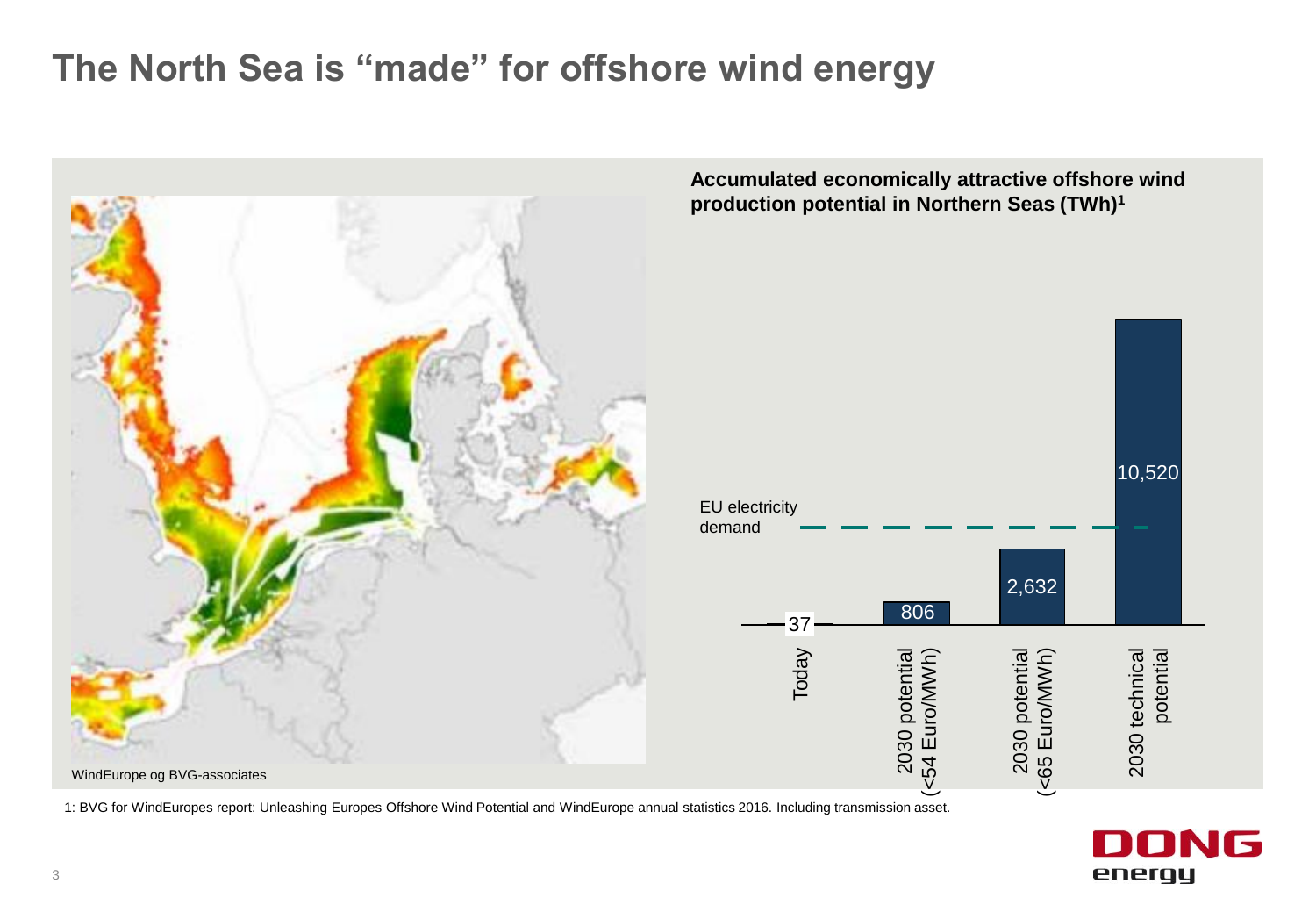# The North Sea is "made" for offshore wind energy

WindEurope og BVG-associates

**Accumulated economically attractive offshore wind production potential in Northern Seas (TWh)[1]**

| | Today | 2030 potential (<54 Euro/MWh) | 2030 potential (<65 Euro/MWh) | 2030 technical potential |
|---|---|---|---|---|
| TWh | 37 | 806 | 2,632 | 10,520 |

EU electricity demand

1: BVG for WindEuropes report: Unleashing Europes Offshore Wind Potential and WindEurope annual statistics 2016. Including transmission asset.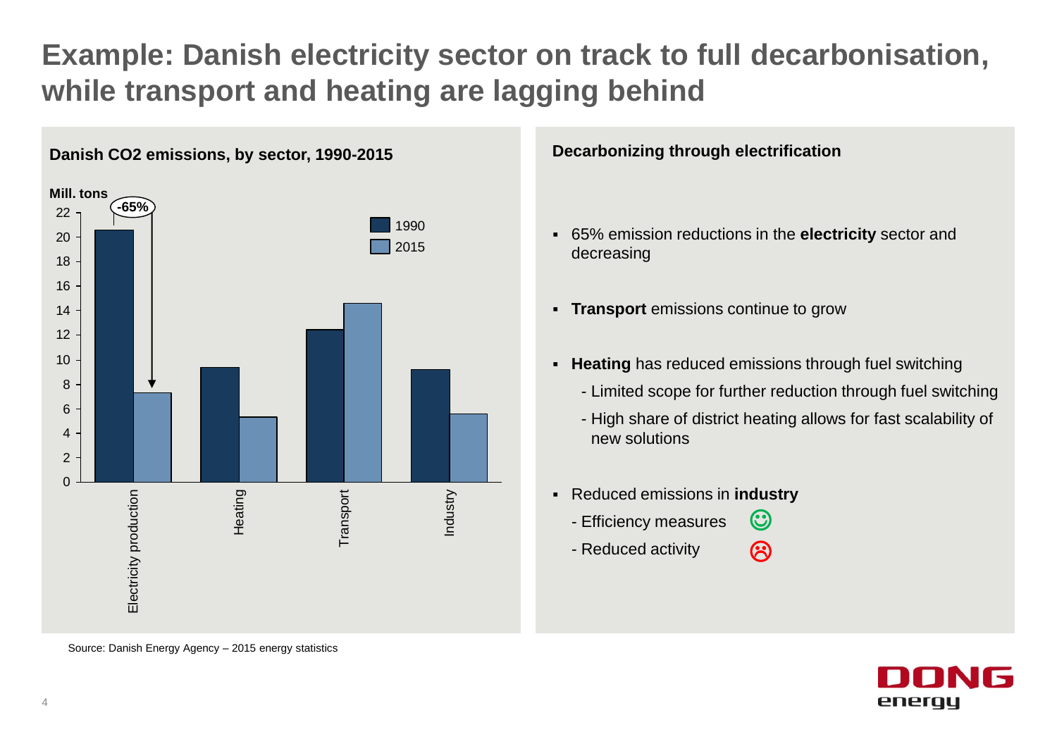# Example: Danish electricity sector on track to full decarbonisation, while transport and heating are lagging behind

**Danish $CO_2$ emissions, by sector, 1990-2015**

Mill. tons

| Sector | 1990 | 2015 |
|---|---|---|
| Electricity production | ~20.6 | ~7.4 |
| Heating | ~9.4 | ~5.3 |
| Transport | ~12.4 | ~14.6 |
| Industry | ~9.2 | ~5.6 |

-65% (Electricity production)

Source: Danish Energy Agency – 2015 energy statistics

**Decarbonizing through electrification**

- 65% emission reductions in the **electricity** sector and decreasing
- **Transport** emissions continue to grow
- **Heating** has reduced emissions through fuel switching
  - Limited scope for further reduction through fuel switching
  - High share of district heating allows for fast scalability of new solutions
- Reduced emissions in **industry**
  - Efficiency measures ☺
  - Reduced activity ☹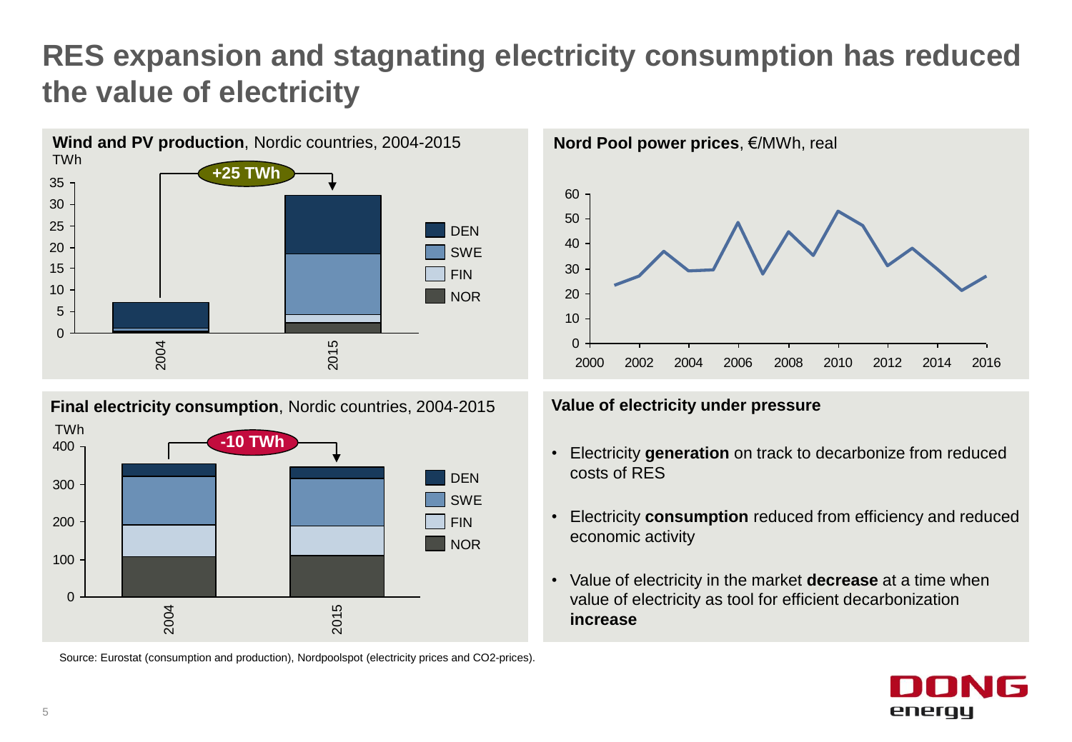# RES expansion and stagnating electricity consumption has reduced the value of electricity

**Wind and PV production**, Nordic countries, 2004-2015

TWh

+25 TWh

DEN, SWE, FIN, NOR

2004, 2015

**Nord Pool power prices**, €/MWh, real

**Final electricity consumption**, Nordic countries, 2004-2015

TWh

-10 TWh

DEN, SWE, FIN, NOR

2004, 2015

**Value of electricity under pressure**

- Electricity **generation** on track to decarbonize from reduced costs of RES
- Electricity **consumption** reduced from efficiency and reduced economic activity
- Value of electricity in the market **decrease** at a time when value of electricity as tool for efficient decarbonization **increase**

Source: Eurostat (consumption and production), Nordpoolspot (electricity prices and CO2-prices).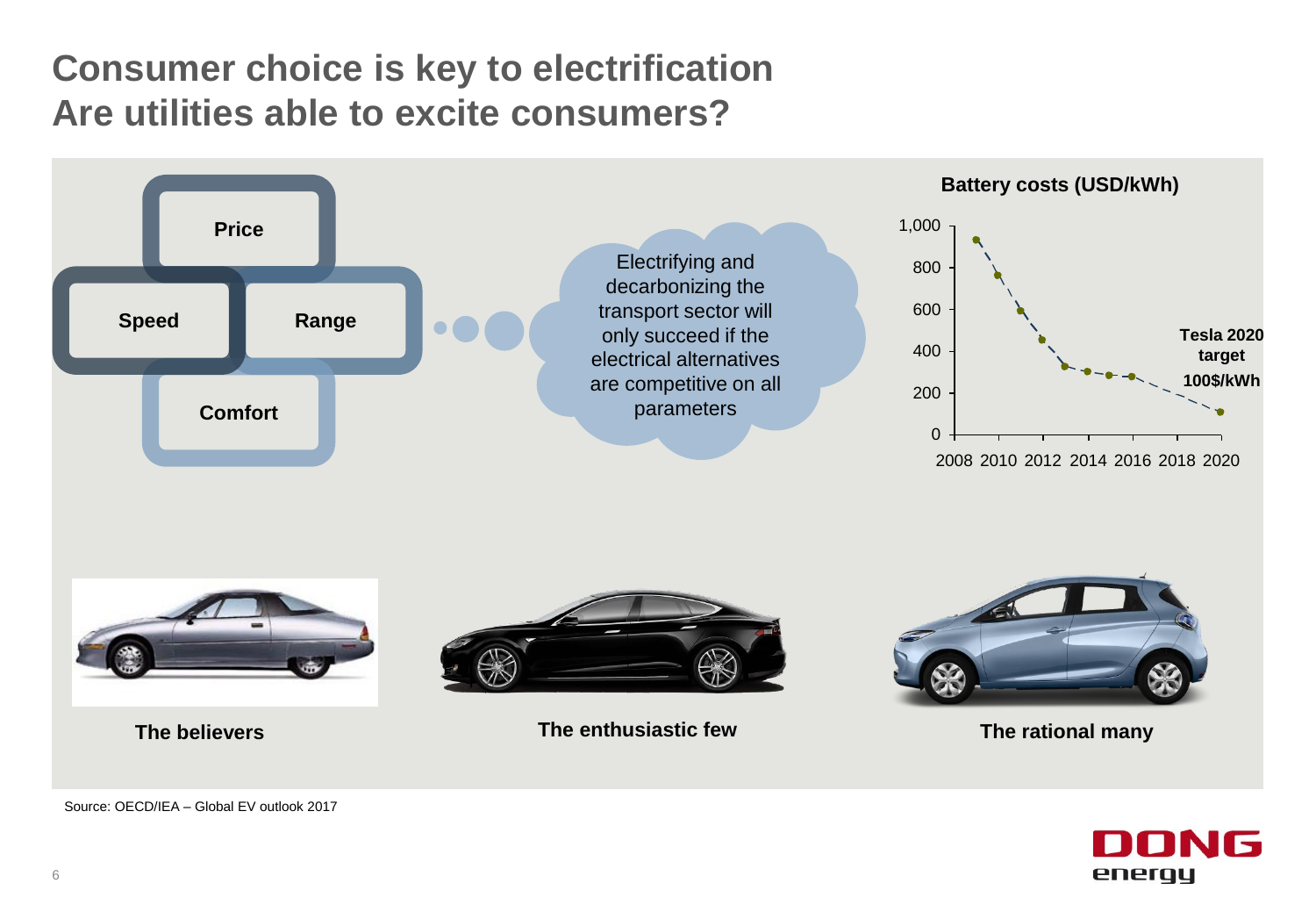# Consumer choice is key to electrification
## Are utilities able to excite consumers?

**Price**

**Speed**

**Range**

**Comfort**

Electrifying and decarbonizing the transport sector will only succeed if the electrical alternatives are competitive on all parameters

**Battery costs (USD/kWh)**

1,000
800
600
400
200
0

2008 2010 2012 2014 2016 2018 2020

**Tesla 2020 target 100$/kWh**

**The believers**

**The enthusiastic few**

**The rational many**

Source: OECD/IEA – Global EV outlook 2017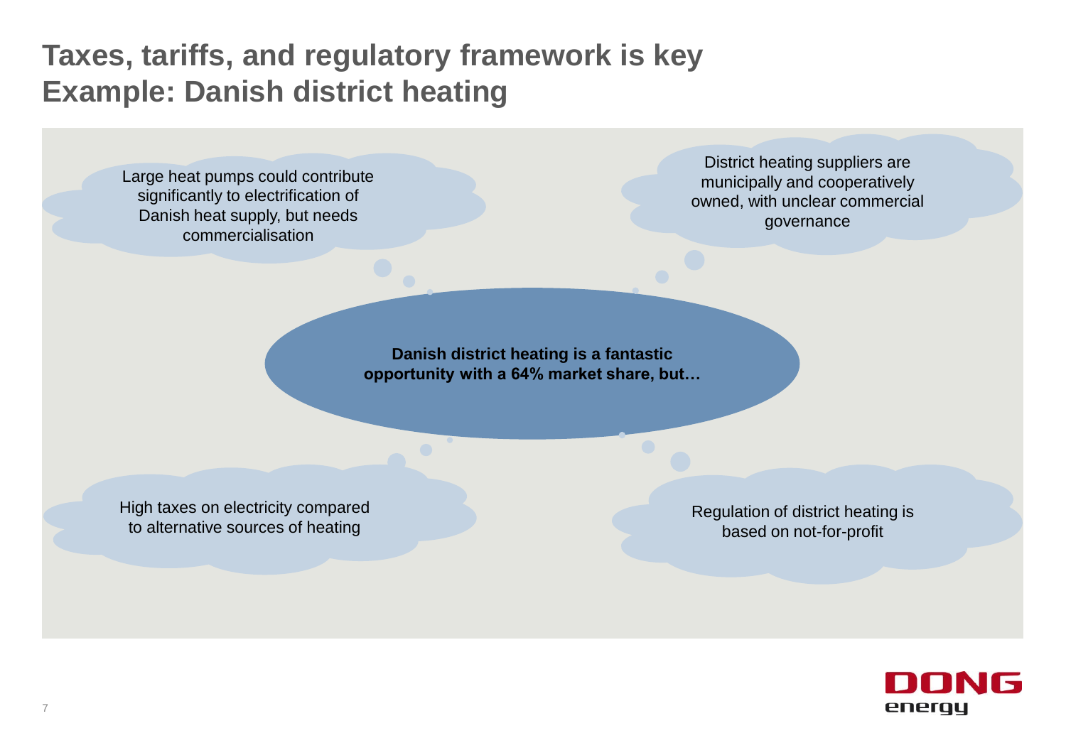# Taxes, tariffs, and regulatory framework is key
# Example: Danish district heating

**Danish district heating is a fantastic opportunity with a 64% market share, but…**

Large heat pumps could contribute significantly to electrification of Danish heat supply, but needs commercialisation

District heating suppliers are municipally and cooperatively owned, with unclear commercial governance

High taxes on electricity compared to alternative sources of heating

Regulation of district heating is based on not-for-profit

DONG energy